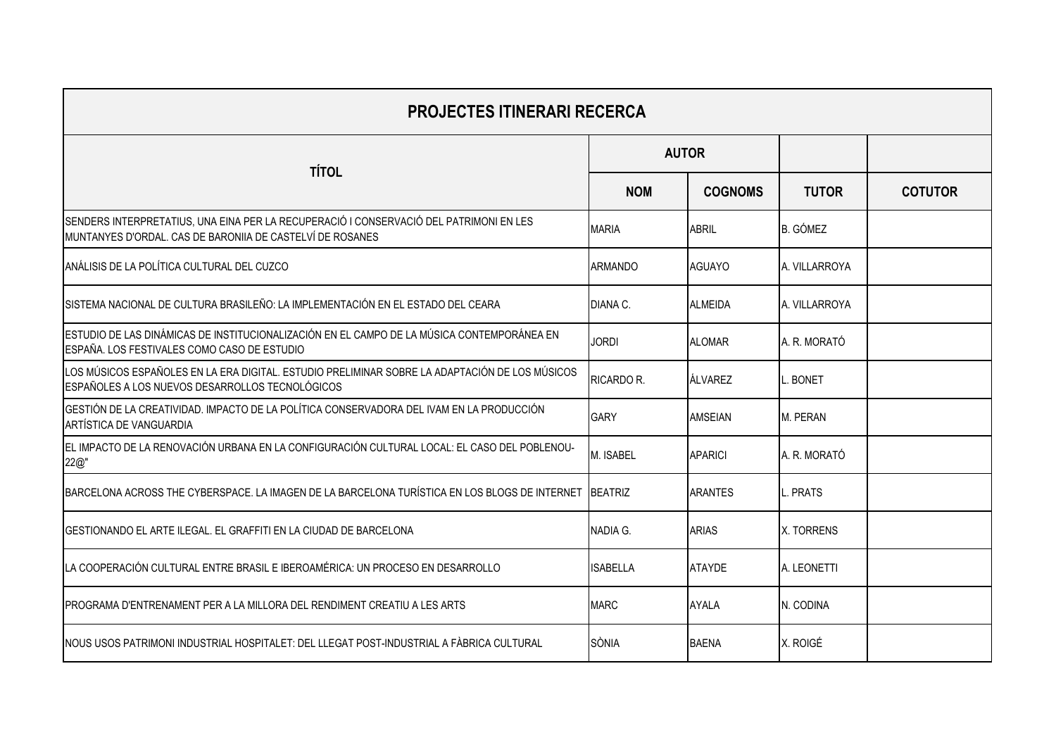| PROJECTES ITINERARI RECERCA | | | | |
|---|---|---|---|---|
| TÍTOL | AUTOR | | | |
| | NOM | COGNOMS | TUTOR | COTUTOR |
| SENDERS INTERPRETATIUS, UNA EINA PER LA RECUPERACIÓ I CONSERVACIÓ DEL PATRIMONI EN LES MUNTANYES D'ORDAL. CAS DE BARONIIA DE CASTELVÍ DE ROSANES | MARIA | ABRIL | B. GÓMEZ | |
| ANÁLISIS DE LA POLÍTICA CULTURAL DEL CUZCO | ARMANDO | AGUAYO | A. VILLARROYA | |
| SISTEMA NACIONAL DE CULTURA BRASILEÑO: LA IMPLEMENTACIÓN EN EL ESTADO DEL CEARA | DIANA C. | ALMEIDA | A. VILLARROYA | |
| ESTUDIO DE LAS DINÁMICAS DE INSTITUCIONALIZACIÓN EN EL CAMPO DE LA MÚSICA CONTEMPORÁNEA EN ESPAÑA. LOS FESTIVALES COMO CASO DE ESTUDIO | JORDI | ALOMAR | A. R. MORATÓ | |
| LOS MÚSICOS ESPAÑOLES EN LA ERA DIGITAL. ESTUDIO PRELIMINAR SOBRE LA ADAPTACIÓN DE LOS MÚSICOS ESPAÑOLES A LOS NUEVOS DESARROLLOS TECNOLÓGICOS | RICARDO R. | ÁLVAREZ | L. BONET | |
| GESTIÓN DE LA CREATIVIDAD. IMPACTO DE LA POLÍTICA CONSERVADORA DEL IVAM EN LA PRODUCCIÓN ARTÍSTICA DE VANGUARDIA | GARY | AMSEIAN | M. PERAN | |
| EL IMPACTO DE LA RENOVACIÓN URBANA EN LA CONFIGURACIÓN CULTURAL LOCAL: EL CASO DEL POBLENOU-22@" | M. ISABEL | APARICI | A. R. MORATÓ | |
| BARCELONA ACROSS THE CYBERSPACE. LA IMAGEN DE LA BARCELONA TURÍSTICA EN LOS BLOGS DE INTERNET | BEATRIZ | ARANTES | L. PRATS | |
| GESTIONANDO EL ARTE ILEGAL. EL GRAFFITI EN LA CIUDAD DE BARCELONA | NADIA G. | ARIAS | X. TORRENS | |
| LA COOPERACIÓN CULTURAL ENTRE BRASIL E IBEROAMÉRICA: UN PROCESO EN DESARROLLO | ISABELLA | ATAYDE | A. LEONETTI | |
| PROGRAMA D'ENTRENAMENT PER A LA MILLORA DEL RENDIMENT CREATIU A LES ARTS | MARC | AYALA | N. CODINA | |
| NOUS USOS PATRIMONI INDUSTRIAL HOSPITALET: DEL LLEGAT POST-INDUSTRIAL A FÀBRICA CULTURAL | SÒNIA | BAENA | X. ROIGÉ | |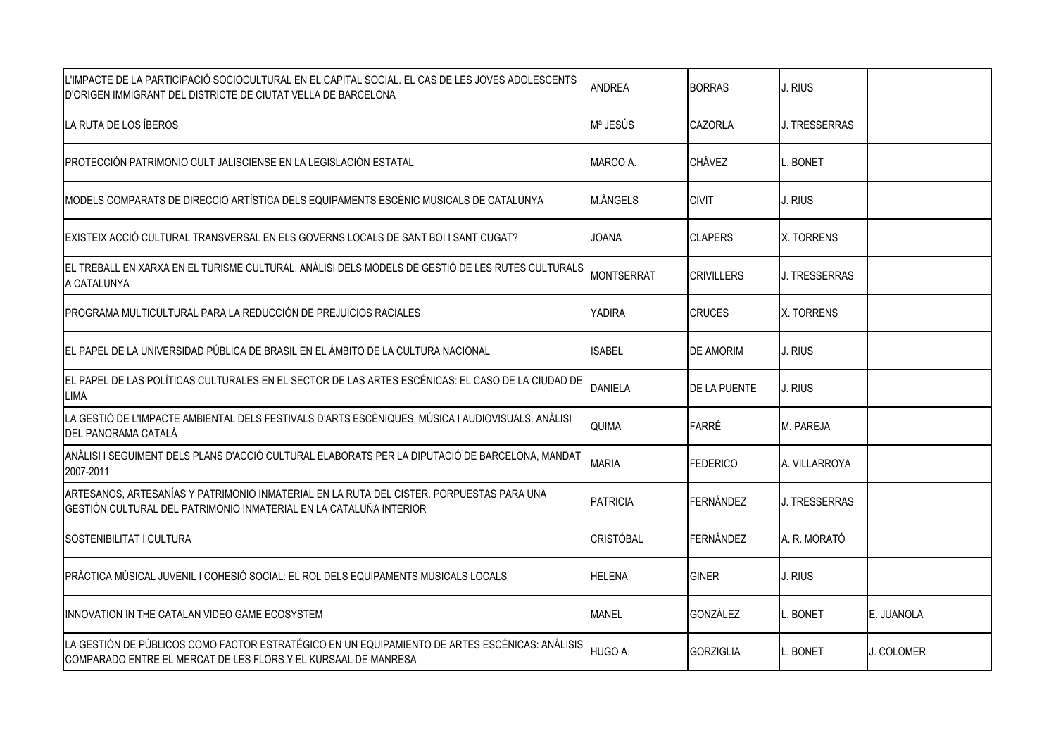| | | | | |
|---|---|---|---|---|
| L'IMPACTE DE LA PARTICIPACIÓ SOCIOCULTURAL EN EL CAPITAL SOCIAL. EL CAS DE LES JOVES ADOLESCENTS D'ORIGEN IMMIGRANT DEL DISTRICTE DE CIUTAT VELLA DE BARCELONA | ANDREA | BORRAS | J. RIUS | |
| LA RUTA DE LOS ÍBEROS | Mª JESÚS | CAZORLA | J. TRESSERRAS | |
| PROTECCIÓN PATRIMONIO CULT JALISCIENSE EN LA LEGISLACIÓN ESTATAL | MARCO A. | CHÁVEZ | L. BONET | |
| MODELS COMPARATS DE DIRECCIÓ ARTÍSTICA DELS EQUIPAMENTS ESCÈNIC MUSICALS DE CATALUNYA | M.ÀNGELS | CIVIT | J. RIUS | |
| EXISTEIX ACCIÓ CULTURAL TRANSVERSAL EN ELS GOVERNS LOCALS DE SANT BOI I SANT CUGAT? | JOANA | CLAPERS | X. TORRENS | |
| EL TREBALL EN XARXA EN EL TURISME CULTURAL. ANÀLISI DELS MODELS DE GESTIÓ DE LES RUTES CULTURALS A CATALUNYA | MONTSERRAT | CRIVILLERS | J. TRESSERRAS | |
| PROGRAMA MULTICULTURAL PARA LA REDUCCIÓN DE PREJUICIOS RACIALES | YADIRA | CRUCES | X. TORRENS | |
| EL PAPEL DE LA UNIVERSIDAD PÚBLICA DE BRASIL EN EL ÁMBITO DE LA CULTURA NACIONAL | ISABEL | DE AMORIM | J. RIUS | |
| EL PAPEL DE LAS POLÍTICAS CULTURALES EN EL SECTOR DE LAS ARTES ESCÉNICAS: EL CASO DE LA CIUDAD DE LIMA | DANIELA | DE LA PUENTE | J. RIUS | |
| LA GESTIÓ DE L'IMPACTE AMBIENTAL DELS FESTIVALS D'ARTS ESCÈNIQUES, MÚSICA I AUDIOVISUALS. ANÀLISI DEL PANORAMA CATALÀ | QUIMA | FARRÉ | M. PAREJA | |
| ANÀLISI I SEGUIMENT DELS PLANS D'ACCIÓ CULTURAL ELABORATS PER LA DIPUTACIÓ DE BARCELONA, MANDAT 2007-2011 | MARIA | FEDERICO | A. VILLARROYA | |
| ARTESANOS, ARTESANÍAS Y PATRIMONIO INMATERIAL EN LA RUTA DEL CISTER. PORPUESTAS PARA UNA GESTIÓN CULTURAL DEL PATRIMONIO INMATERIAL EN LA CATALUÑA INTERIOR | PATRICIA | FERNÁNDEZ | J. TRESSERRAS | |
| SOSTENIBILITAT I CULTURA | CRISTÓBAL | FERNÁNDEZ | A. R. MORATÓ | |
| PRÀCTICA MÚSICAL JUVENIL I COHESIÓ SOCIAL: EL ROL DELS EQUIPAMENTS MUSICALS LOCALS | HELENA | GINER | J. RIUS | |
| INNOVATION IN THE CATALAN VIDEO GAME ECOSYSTEM | MANEL | GONZÁLEZ | L. BONET | E. JUANOLA |
| LA GESTIÓN DE PÚBLICOS COMO FACTOR ESTRATÉGICO EN UN EQUIPAMIENTO DE ARTES ESCÉNICAS: ANÁLISIS COMPARADO ENTRE EL MERCAT DE LES FLORS Y EL KURSAAL DE MANRESA | HUGO A. | GORZIGLIA | L. BONET | J. COLOMER |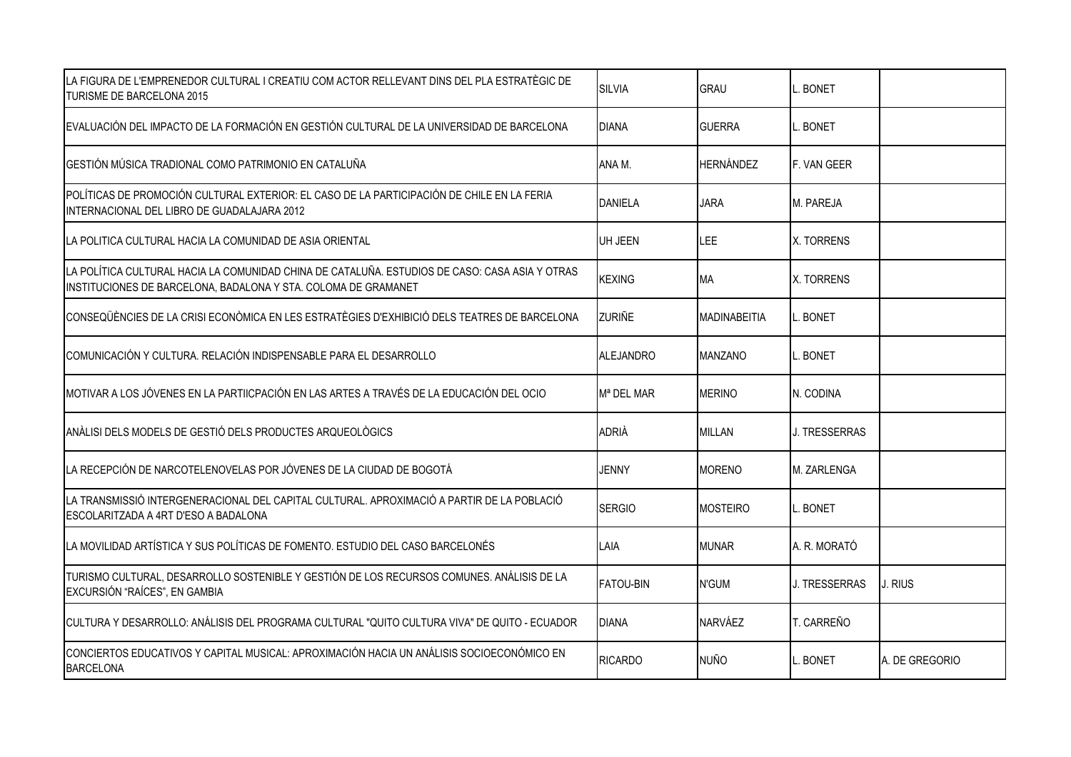| | | | | |
|---|---|---|---|---|
| LA FIGURA DE L'EMPRENEDOR CULTURAL I CREATIU COM ACTOR RELLEVANT DINS DEL PLA ESTRATÈGIC DE TURISME DE BARCELONA 2015 | SILVIA | GRAU | L. BONET | |
| EVALUACIÓN DEL IMPACTO DE LA FORMACIÓN EN GESTIÓN CULTURAL DE LA UNIVERSIDAD DE BARCELONA | DIANA | GUERRA | L. BONET | |
| GESTIÓN MÚSICA TRADIONAL COMO PATRIMONIO EN CATALUÑA | ANA M. | HERNÁNDEZ | F. VAN GEER | |
| POLÍTICAS DE PROMOCIÓN CULTURAL EXTERIOR: EL CASO DE LA PARTICIPACIÓN DE CHILE EN LA FERIA INTERNACIONAL DEL LIBRO DE GUADALAJARA 2012 | DANIELA | JARA | M. PAREJA | |
| LA POLITICA CULTURAL HACIA LA COMUNIDAD DE ASIA ORIENTAL | UH JEEN | LEE | X. TORRENS | |
| LA POLÍTICA CULTURAL HACIA LA COMUNIDAD CHINA DE CATALUÑA. ESTUDIOS DE CASO: CASA ASIA Y OTRAS INSTITUCIONES DE BARCELONA, BADALONA Y STA. COLOMA DE GRAMANET | KEXING | MA | X. TORRENS | |
| CONSEQÜÈNCIES DE LA CRISI ECONÒMICA EN LES ESTRATÈGIES D'EXHIBICIÓ DELS TEATRES DE BARCELONA | ZURIÑE | MADINABEITIA | L. BONET | |
| COMUNICACIÓN Y CULTURA. RELACIÓN INDISPENSABLE PARA EL DESARROLLO | ALEJANDRO | MANZANO | L. BONET | |
| MOTIVAR A LOS JÓVENES EN LA PARTIICPACIÓN EN LAS ARTES A TRAVÉS DE LA EDUCACIÓN DEL OCIO | Mª DEL MAR | MERINO | N. CODINA | |
| ANÀLISI DELS MODELS DE GESTIÓ DELS PRODUCTES ARQUEOLÒGICS | ADRIÀ | MILLAN | J. TRESSERRAS | |
| LA RECEPCIÓN DE NARCOTELENOVELAS POR JÓVENES DE LA CIUDAD DE BOGOTÁ | JENNY | MORENO | M. ZARLENGA | |
| LA TRANSMISSIÓ INTERGENERACIONAL DEL CAPITAL CULTURAL. APROXIMACIÓ A PARTIR DE LA POBLACIÓ ESCOLARITZADA A 4RT D'ESO A BADALONA | SERGIO | MOSTEIRO | L. BONET | |
| LA MOVILIDAD ARTÍSTICA Y SUS POLÍTICAS DE FOMENTO. ESTUDIO DEL CASO BARCELONÉS | LAIA | MUNAR | A. R. MORATÓ | |
| TURISMO CULTURAL, DESARROLLO SOSTENIBLE Y GESTIÓN DE LOS RECURSOS COMUNES. ANÁLISIS DE LA EXCURSIÓN "RAÍCES", EN GAMBIA | FATOU-BIN | N'GUM | J. TRESSERRAS | J. RIUS |
| CULTURA Y DESARROLLO: ANÁLISIS DEL PROGRAMA CULTURAL "QUITO CULTURA VIVA" DE QUITO - ECUADOR | DIANA | NARVÁEZ | T. CARREÑO | |
| CONCIERTOS EDUCATIVOS Y CAPITAL MUSICAL: APROXIMACIÓN HACIA UN ANÁLISIS SOCIOECONÓMICO EN BARCELONA | RICARDO | NUÑO | L. BONET | A. DE GREGORIO |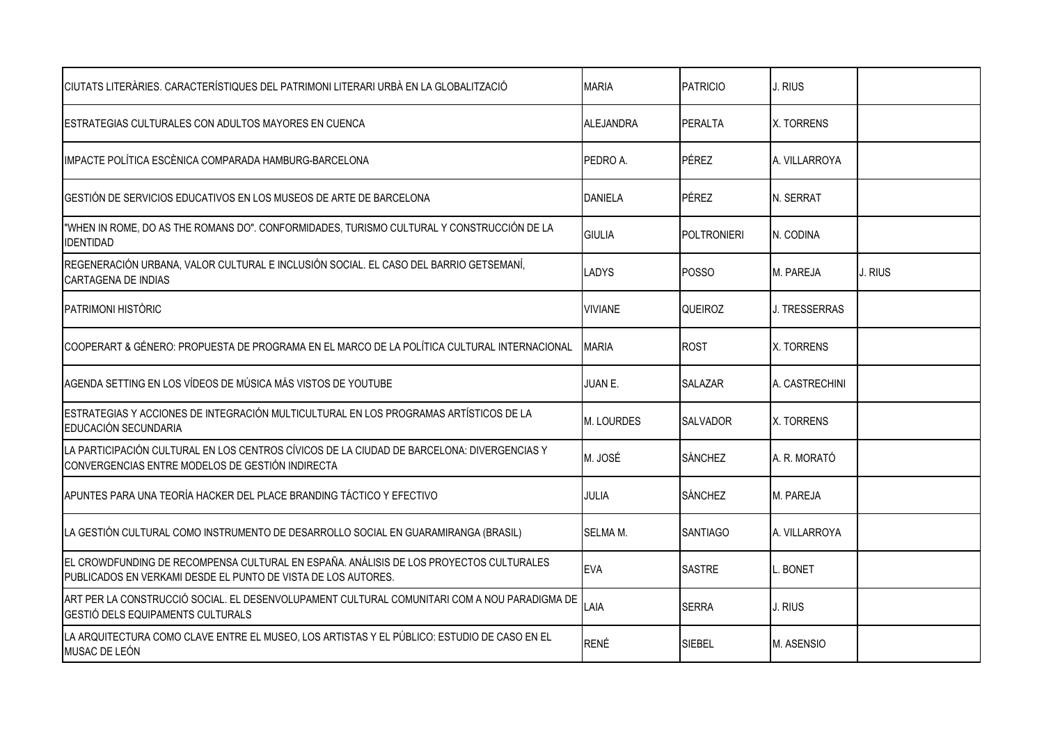| | | | | |
|---|---|---|---|---|
| CIUTATS LITERÀRIES. CARACTERÍSTIQUES DEL PATRIMONI LITERARI URBÀ EN LA GLOBALITZACIÓ | MARIA | PATRICIO | J. RIUS | |
| ESTRATEGIAS CULTURALES CON ADULTOS MAYORES EN CUENCA | ALEJANDRA | PERALTA | X. TORRENS | |
| IMPACTE POLÍTICA ESCÈNICA COMPARADA HAMBURG-BARCELONA | PEDRO A. | PÉREZ | A. VILLARROYA | |
| GESTIÓN DE SERVICIOS EDUCATIVOS EN LOS MUSEOS DE ARTE DE BARCELONA | DANIELA | PÉREZ | N. SERRAT | |
| "WHEN IN ROME, DO AS THE ROMANS DO". CONFORMIDADES, TURISMO CULTURAL Y CONSTRUCCIÓN DE LA IDENTIDAD | GIULIA | POLTRONIERI | N. CODINA | |
| REGENERACIÓN URBANA, VALOR CULTURAL E INCLUSIÓN SOCIAL. EL CASO DEL BARRIO GETSEMANÍ, CARTAGENA DE INDIAS | LADYS | POSSO | M. PAREJA | J. RIUS |
| PATRIMONI HISTÒRIC | VIVIANE | QUEIROZ | J. TRESSERRAS | |
| COOPERART & GÉNERO: PROPUESTA DE PROGRAMA EN EL MARCO DE LA POLÍTICA CULTURAL INTERNACIONAL | MARIA | ROST | X. TORRENS | |
| AGENDA SETTING EN LOS VÍDEOS DE MÚSICA MÁS VISTOS DE YOUTUBE | JUAN E. | SALAZAR | A. CASTRECHINI | |
| ESTRATEGIAS Y ACCIONES DE INTEGRACIÓN MULTICULTURAL EN LOS PROGRAMAS ARTÍSTICOS DE LA EDUCACIÓN SECUNDARIA | M. LOURDES | SALVADOR | X. TORRENS | |
| LA PARTICIPACIÓN CULTURAL EN LOS CENTROS CÍVICOS DE LA CIUDAD DE BARCELONA: DIVERGENCIAS Y CONVERGENCIAS ENTRE MODELOS DE GESTIÓN INDIRECTA | M. JOSÉ | SÁNCHEZ | A. R. MORATÓ | |
| APUNTES PARA UNA TEORÍA HACKER DEL PLACE BRANDING TÁCTICO Y EFECTIVO | JULIA | SÁNCHEZ | M. PAREJA | |
| LA GESTIÓN CULTURAL COMO INSTRUMENTO DE DESARROLLO SOCIAL EN GUARAMIRANGA (BRASIL) | SELMA M. | SANTIAGO | A. VILLARROYA | |
| EL CROWDFUNDING DE RECOMPENSA CULTURAL EN ESPAÑA. ANÁLISIS DE LOS PROYECTOS CULTURALES PUBLICADOS EN VERKAMI DESDE EL PUNTO DE VISTA DE LOS AUTORES. | EVA | SASTRE | L. BONET | |
| ART PER LA CONSTRUCCIÓ SOCIAL. EL DESENVOLUPAMENT CULTURAL COMUNITARI COM A NOU PARADIGMA DE GESTIÓ DELS EQUIPAMENTS CULTURALS | LAIA | SERRA | J. RIUS | |
| LA ARQUITECTURA COMO CLAVE ENTRE EL MUSEO, LOS ARTISTAS Y EL PÚBLICO: ESTUDIO DE CASO EN EL MUSAC DE LEÓN | RENÉ | SIEBEL | M. ASENSIO | |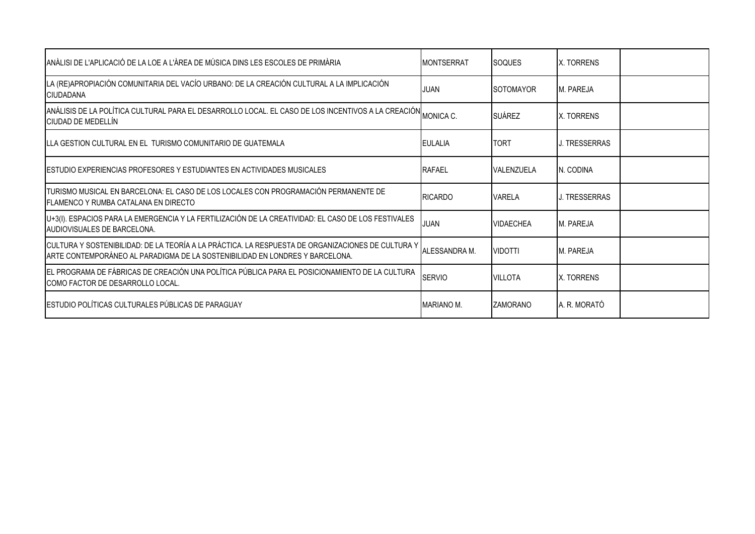| | | | | |
|---|---|---|---|---|
| ANÀLISI DE L'APLICACIÓ DE LA LOE A L'ÀREA DE MÚSICA DINS LES ESCOLES DE PRIMÀRIA | MONTSERRAT | SOQUES | X. TORRENS | |
| LA (RE)APROPIACIÓN COMUNITARIA DEL VACÍO URBANO: DE LA CREACIÓN CULTURAL A LA IMPLICACIÓN CIUDADANA | JUAN | SOTOMAYOR | M. PAREJA | |
| ANÁLISIS DE LA POLÍTICA CULTURAL PARA EL DESARROLLO LOCAL. EL CASO DE LOS INCENTIVOS A LA CREACIÓN CIUDAD DE MEDELLÍN | MONICA C. | SUÁREZ | X. TORRENS | |
| LLA GESTION CULTURAL EN EL TURISMO COMUNITARIO DE GUATEMALA | EULALIA | TORT | J. TRESSERRAS | |
| ESTUDIO EXPERIENCIAS PROFESORES Y ESTUDIANTES EN ACTIVIDADES MUSICALES | RAFAEL | VALENZUELA | N. CODINA | |
| TURISMO MUSICAL EN BARCELONA: EL CASO DE LOS LOCALES CON PROGRAMACIÓN PERMANENTE DE FLAMENCO Y RUMBA CATALANA EN DIRECTO | RICARDO | VARELA | J. TRESSERRAS | |
| U+3(I). ESPACIOS PARA LA EMERGENCIA Y LA FERTILIZACIÓN DE LA CREATIVIDAD: EL CASO DE LOS FESTIVALES AUDIOVISUALES DE BARCELONA. | JUAN | VIDAECHEA | M. PAREJA | |
| CULTURA Y SOSTENIBILIDAD: DE LA TEORÍA A LA PRÁCTICA. LA RESPUESTA DE ORGANIZACIONES DE CULTURA Y ARTE CONTEMPORÁNEO AL PARADIGMA DE LA SOSTENIBILIDAD EN LONDRES Y BARCELONA. | ALESSANDRA M. | VIDOTTI | M. PAREJA | |
| EL PROGRAMA DE FÁBRICAS DE CREACIÓN UNA POLÍTICA PÚBLICA PARA EL POSICIONAMIENTO DE LA CULTURA COMO FACTOR DE DESARROLLO LOCAL. | SERVIO | VILLOTA | X. TORRENS | |
| ESTUDIO POLÍTICAS CULTURALES PÚBLICAS DE PARAGUAY | MARIANO M. | ZAMORANO | A. R. MORATÓ | |